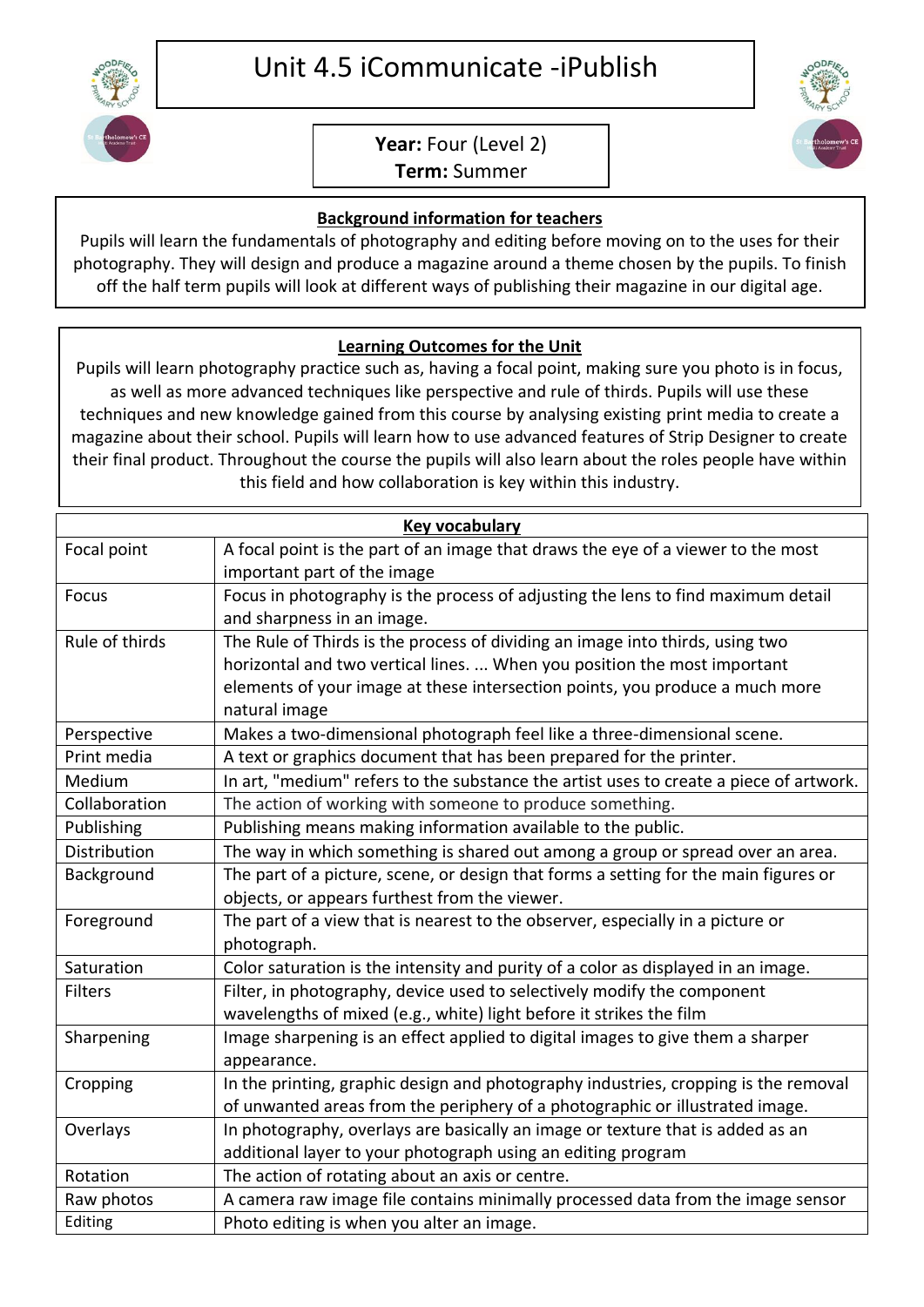# Unit 4.5 iCommunicate -iPublish

**Year:** Four (Level 2)
**Term:** Summer

## Background information for teachers

Pupils will learn the fundamentals of photography and editing before moving on to the uses for their photography. They will design and produce a magazine around a theme chosen by the pupils. To finish off the half term pupils will look at different ways of publishing their magazine in our digital age.

## Learning Outcomes for the Unit

Pupils will learn photography practice such as, having a focal point, making sure you photo is in focus, as well as more advanced techniques like perspective and rule of thirds. Pupils will use these techniques and new knowledge gained from this course by analysing existing print media to create a magazine about their school. Pupils will learn how to use advanced features of Strip Designer to create their final product. Throughout the course the pupils will also learn about the roles people have within this field and how collaboration is key within this industry.

| Key vocabulary | |
|---|---|
| Focal point | A focal point is the part of an image that draws the eye of a viewer to the most important part of the image |
| Focus | Focus in photography is the process of adjusting the lens to find maximum detail and sharpness in an image. |
| Rule of thirds | The Rule of Thirds is the process of dividing an image into thirds, using two horizontal and two vertical lines. ... When you position the most important elements of your image at these intersection points, you produce a much more natural image |
| Perspective | Makes a two-dimensional photograph feel like a three-dimensional scene. |
| Print media | A text or graphics document that has been prepared for the printer. |
| Medium | In art, "medium" refers to the substance the artist uses to create a piece of artwork. |
| Collaboration | The action of working with someone to produce something. |
| Publishing | Publishing means making information available to the public. |
| Distribution | The way in which something is shared out among a group or spread over an area. |
| Background | The part of a picture, scene, or design that forms a setting for the main figures or objects, or appears furthest from the viewer. |
| Foreground | The part of a view that is nearest to the observer, especially in a picture or photograph. |
| Saturation | Color saturation is the intensity and purity of a color as displayed in an image. |
| Filters | Filter, in photography, device used to selectively modify the component wavelengths of mixed (e.g., white) light before it strikes the film |
| Sharpening | Image sharpening is an effect applied to digital images to give them a sharper appearance. |
| Cropping | In the printing, graphic design and photography industries, cropping is the removal of unwanted areas from the periphery of a photographic or illustrated image. |
| Overlays | In photography, overlays are basically an image or texture that is added as an additional layer to your photograph using an editing program |
| Rotation | The action of rotating about an axis or centre. |
| Raw photos | A camera raw image file contains minimally processed data from the image sensor |
| Editing | Photo editing is when you alter an image. |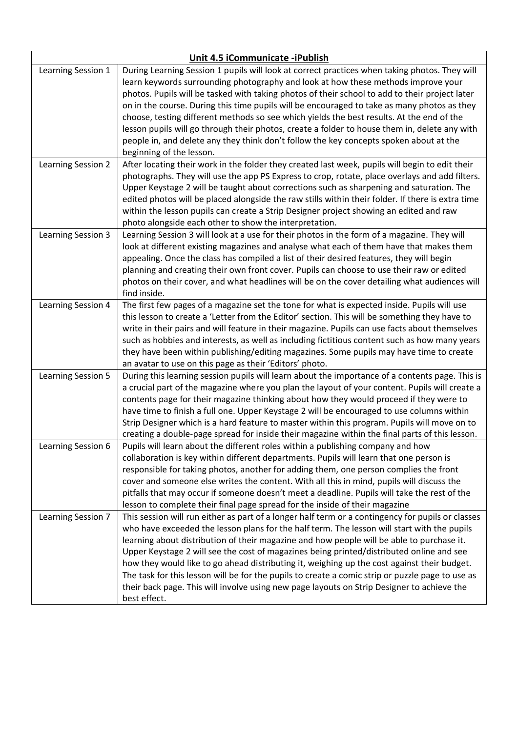| Unit 4.5 iCommunicate -iPublish | |
|---|---|
| Learning Session 1 | During Learning Session 1 pupils will look at correct practices when taking photos. They will learn keywords surrounding photography and look at how these methods improve your photos. Pupils will be tasked with taking photos of their school to add to their project later on in the course. During this time pupils will be encouraged to take as many photos as they choose, testing different methods so see which yields the best results. At the end of the lesson pupils will go through their photos, create a folder to house them in, delete any with people in, and delete any they think don't follow the key concepts spoken about at the beginning of the lesson. |
| Learning Session 2 | After locating their work in the folder they created last week, pupils will begin to edit their photographs. They will use the app PS Express to crop, rotate, place overlays and add filters. Upper Keystage 2 will be taught about corrections such as sharpening and saturation. The edited photos will be placed alongside the raw stills within their folder. If there is extra time within the lesson pupils can create a Strip Designer project showing an edited and raw photo alongside each other to show the interpretation. |
| Learning Session 3 | Learning Session 3 will look at a use for their photos in the form of a magazine. They will look at different existing magazines and analyse what each of them have that makes them appealing. Once the class has compiled a list of their desired features, they will begin planning and creating their own front cover. Pupils can choose to use their raw or edited photos on their cover, and what headlines will be on the cover detailing what audiences will find inside. |
| Learning Session 4 | The first few pages of a magazine set the tone for what is expected inside. Pupils will use this lesson to create a 'Letter from the Editor' section. This will be something they have to write in their pairs and will feature in their magazine. Pupils can use facts about themselves such as hobbies and interests, as well as including fictitious content such as how many years they have been within publishing/editing magazines. Some pupils may have time to create an avatar to use on this page as their 'Editors' photo. |
| Learning Session 5 | During this learning session pupils will learn about the importance of a contents page. This is a crucial part of the magazine where you plan the layout of your content. Pupils will create a contents page for their magazine thinking about how they would proceed if they were to have time to finish a full one. Upper Keystage 2 will be encouraged to use columns within Strip Designer which is a hard feature to master within this program. Pupils will move on to creating a double-page spread for inside their magazine within the final parts of this lesson. |
| Learning Session 6 | Pupils will learn about the different roles within a publishing company and how collaboration is key within different departments. Pupils will learn that one person is responsible for taking photos, another for adding them, one person complies the front cover and someone else writes the content. With all this in mind, pupils will discuss the pitfalls that may occur if someone doesn't meet a deadline. Pupils will take the rest of the lesson to complete their final page spread for the inside of their magazine |
| Learning Session 7 | This session will run either as part of a longer half term or a contingency for pupils or classes who have exceeded the lesson plans for the half term. The lesson will start with the pupils learning about distribution of their magazine and how people will be able to purchase it. Upper Keystage 2 will see the cost of magazines being printed/distributed online and see how they would like to go ahead distributing it, weighing up the cost against their budget. The task for this lesson will be for the pupils to create a comic strip or puzzle page to use as their back page. This will involve using new page layouts on Strip Designer to achieve the best effect. |